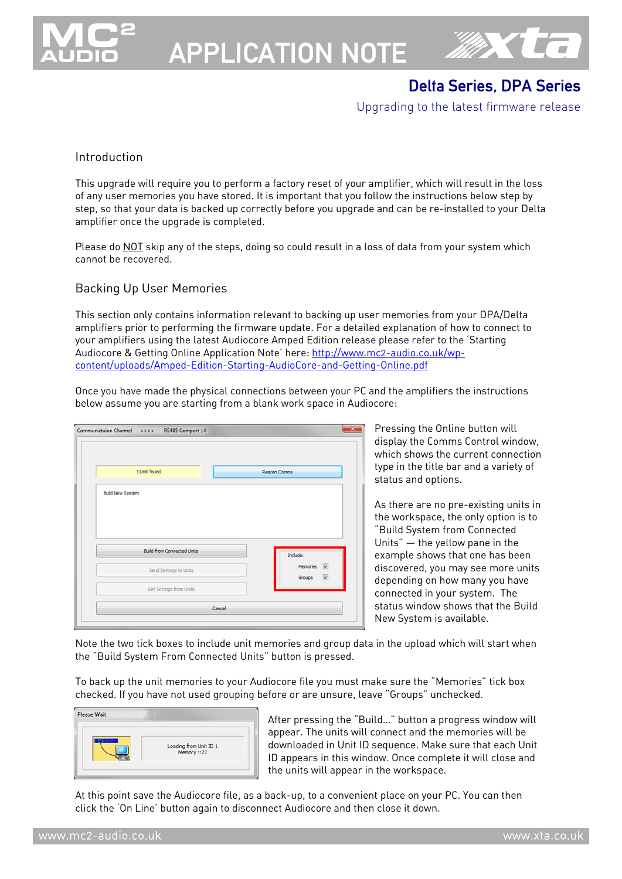# APPLICATION NOTE

## Delta Series, DPA Series

Upgrading to the latest firmware release

### Introduction

This upgrade will require you to perform a factory reset of your amplifier, which will result in the loss of any user memories you have stored. It is important that you follow the instructions below step by step, so that your data is backed up correctly before you upgrade and can be re-installed to your Delta amplifier once the upgrade is completed.

Please do NOT skip any of the steps, doing so could result in a loss of data from your system which cannot be recovered.

### Backing Up User Memories

This section only contains information relevant to backing up user memories from your DPA/Delta amplifiers prior to performing the firmware update. For a detailed explanation of how to connect to your amplifiers using the latest Audiocore Amped Edition release please refer to the 'Starting Audiocore & Getting Online Application Note' here: [http://www.mc2-audio.co.uk/wp-content/uploads/Amped-Edition-Starting-AudioCore-and-Getting-Online.pdf](http://www.mc2-audio.co.uk/wp-content/uploads/Amped-Edition-Starting-AudioCore-and-Getting-Online.pdf)

Once you have made the physical connections between your PC and the amplifiers the instructions below assume you are starting from a blank work space in Audiocore:

Pressing the Online button will display the Comms Control window, which shows the current connection type in the title bar and a variety of status and options.

As there are no pre-existing units in the workspace, the only option is to "Build System from Connected Units" — the yellow pane in the example shows that one has been discovered, you may see more units depending on how many you have connected in your system. The status window shows that the Build New System is available.

Note the two tick boxes to include unit memories and group data in the upload which will start when the "Build System From Connected Units" button is pressed.

To back up the unit memories to your Audiocore file you must make sure the "Memories" tick box checked. If you have not used grouping before or are unsure, leave "Groups" unchecked.

After pressing the "Build..." button a progress window will appear. The units will connect and the memories will be downloaded in Unit ID sequence. Make sure that each Unit ID appears in this window. Once complete it will close and the units will appear in the workspace.

At this point save the Audiocore file, as a back-up, to a convenient place on your PC. You can then click the 'On Line' button again to disconnect Audiocore and then close it down.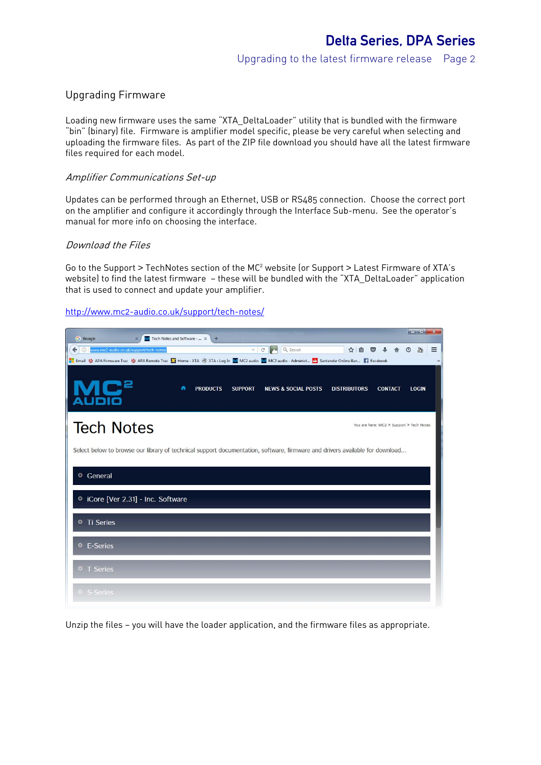## Upgrading Firmware

Loading new firmware uses the same "XTA_DeltaLoader" utility that is bundled with the firmware "bin" (binary) file. Firmware is amplifier model specific, please be very careful when selecting and uploading the firmware files. As part of the ZIP file download you should have all the latest firmware files required for each model.

### *Amplifier Communications Set-up*

Updates can be performed through an Ethernet, USB or RS485 connection. Choose the correct port on the amplifier and configure it accordingly through the Interface Sub-menu. See the operator's manual for more info on choosing the interface.

### *Download the Files*

Go to the Support > TechNotes section of the MC² website (or Support > Latest Firmware of XTA's website) to find the latest firmware – these will be bundled with the "XTA_DeltaLoader" application that is used to connect and update your amplifier.

http://www.mc2-audio.co.uk/support/tech-notes/

Unzip the files – you will have the loader application, and the firmware files as appropriate.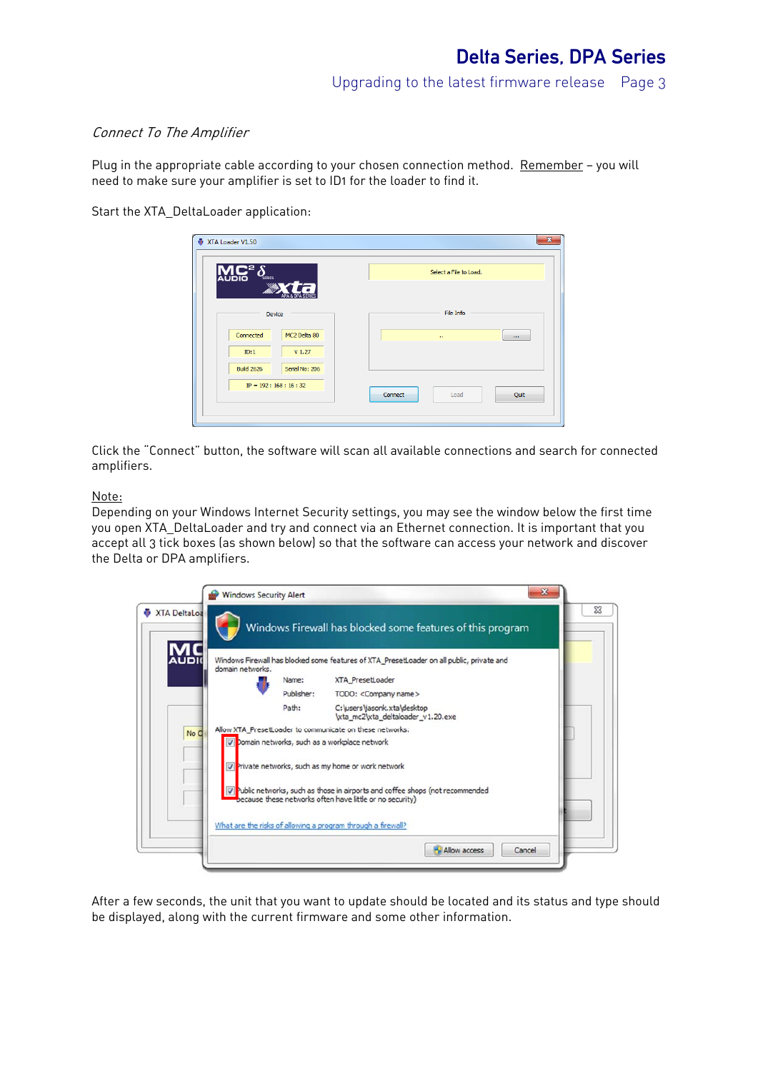*Connect To The Amplifier*

Plug in the appropriate cable according to your chosen connection method. Remember – you will need to make sure your amplifier is set to ID1 for the loader to find it.

Start the XTA_DeltaLoader application:

Click the "Connect" button, the software will scan all available connections and search for connected amplifiers.

Note:
Depending on your Windows Internet Security settings, you may see the window below the first time you open XTA_DeltaLoader and try and connect via an Ethernet connection. It is important that you accept all 3 tick boxes (as shown below) so that the software can access your network and discover the Delta or DPA amplifiers.

After a few seconds, the unit that you want to update should be located and its status and type should be displayed, along with the current firmware and some other information.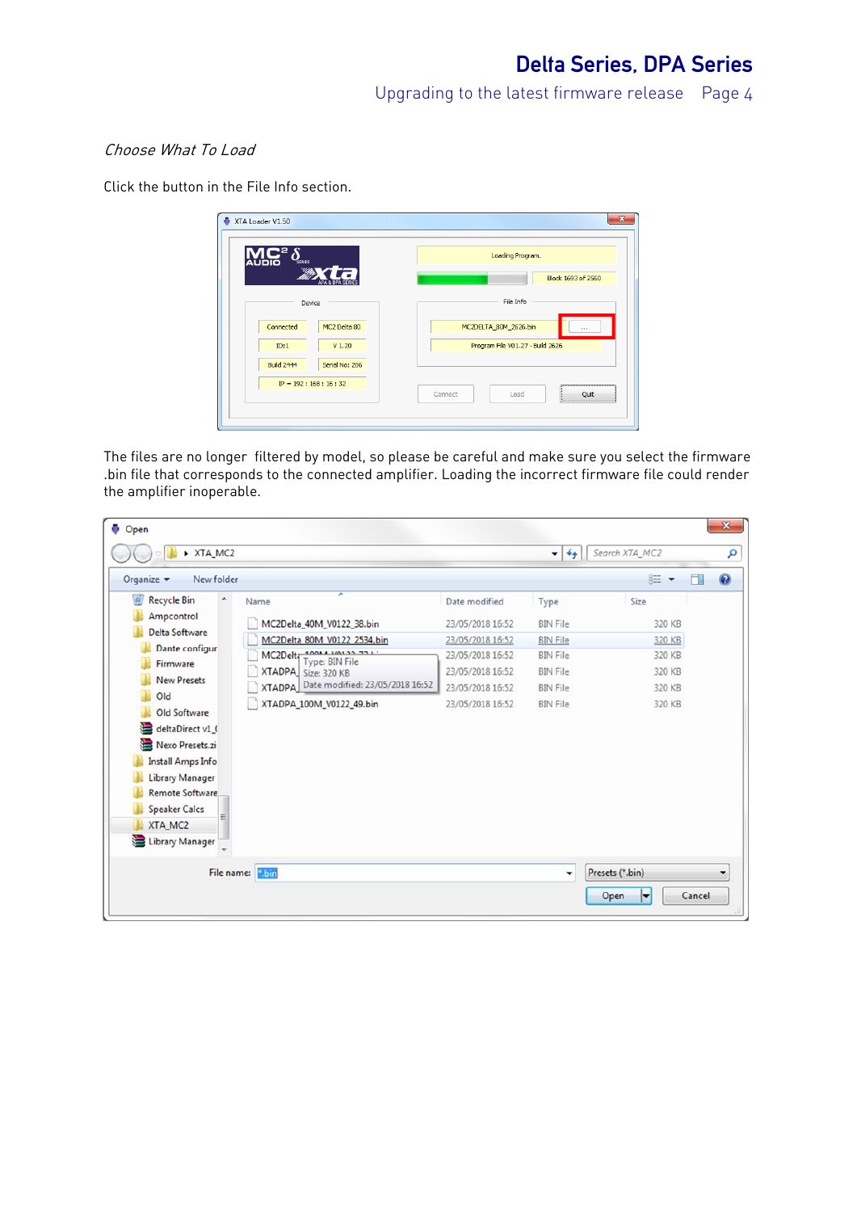*Choose What To Load*

Click the button in the File Info section.

The files are no longer filtered by model, so please be careful and make sure you select the firmware .bin file that corresponds to the connected amplifier. Loading the incorrect firmware file could render the amplifier inoperable.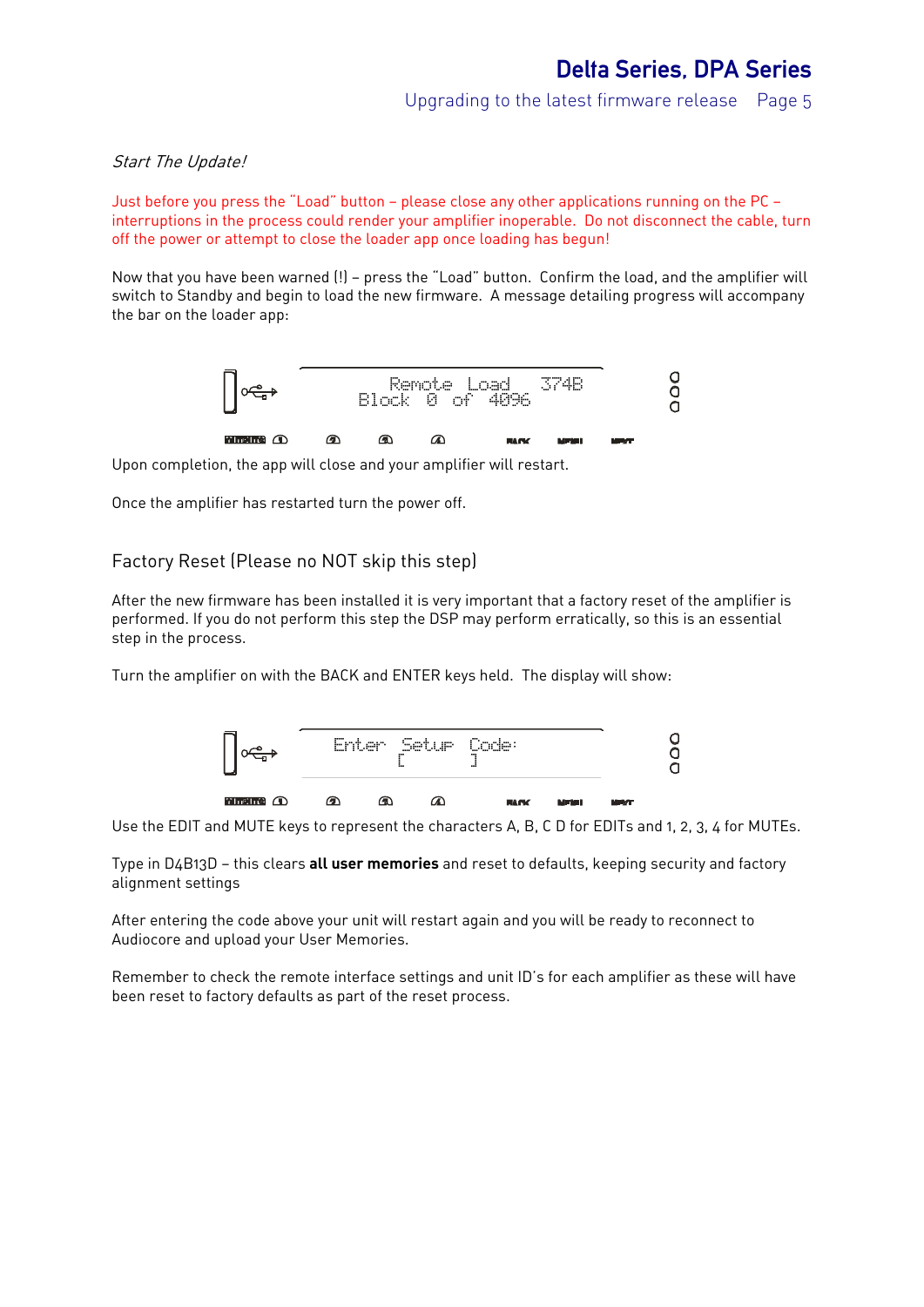*Start The Update!*

Just before you press the "Load" button – please close any other applications running on the PC – interruptions in the process could render your amplifier inoperable. Do not disconnect the cable, turn off the power or attempt to close the loader app once loading has begun!

Now that you have been warned (!) – press the "Load" button. Confirm the load, and the amplifier will switch to Standby and begin to load the new firmware. A message detailing progress will accompany the bar on the loader app:

```
Remote Load    374B
Block  0  of  4096
```

Upon completion, the app will close and your amplifier will restart.

Once the amplifier has restarted turn the power off.

## Factory Reset (Please no NOT skip this step)

After the new firmware has been installed it is very important that a factory reset of the amplifier is performed. If you do not perform this step the DSP may perform erratically, so this is an essential step in the process.

Turn the amplifier on with the BACK and ENTER keys held. The display will show:

```
Enter Setup Code:
[          ]
```

Use the EDIT and MUTE keys to represent the characters A, B, C D for EDITs and 1, 2, 3, 4 for MUTEs.

Type in D4B13D – this clears **all user memories** and reset to defaults, keeping security and factory alignment settings

After entering the code above your unit will restart again and you will be ready to reconnect to Audiocore and upload your User Memories.

Remember to check the remote interface settings and unit ID's for each amplifier as these will have been reset to factory defaults as part of the reset process.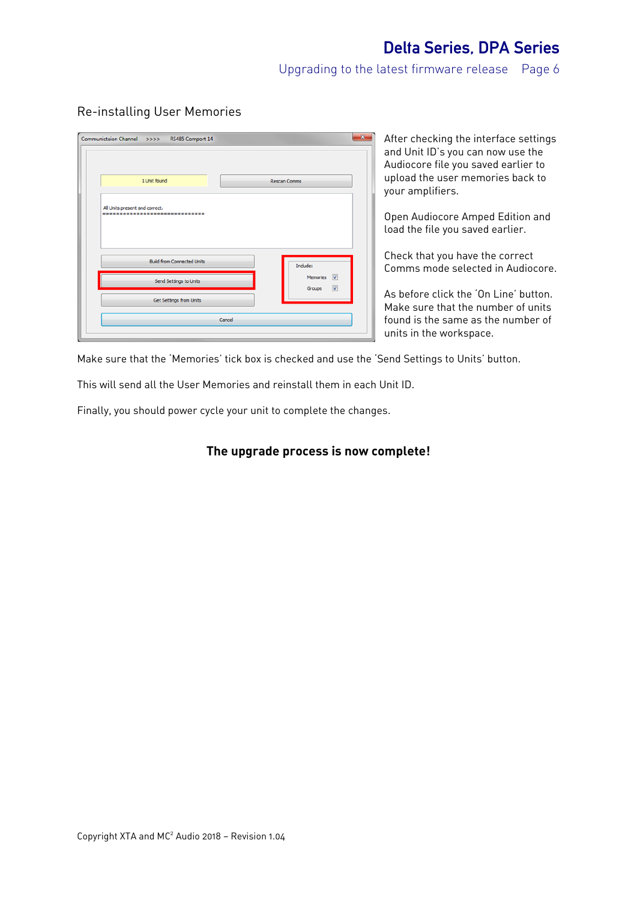## Re-installing User Memories

After checking the interface settings and Unit ID's you can now use the Audiocore file you saved earlier to upload the user memories back to your amplifiers.

Open Audiocore Amped Edition and load the file you saved earlier.

Check that you have the correct Comms mode selected in Audiocore.

As before click the 'On Line' button. Make sure that the number of units found is the same as the number of units in the workspace.

Make sure that the 'Memories' tick box is checked and use the 'Send Settings to Units' button.

This will send all the User Memories and reinstall them in each Unit ID.

Finally, you should power cycle your unit to complete the changes.

**The upgrade process is now complete!**

Copyright XTA and MC[2] Audio 2018 – Revision 1.04